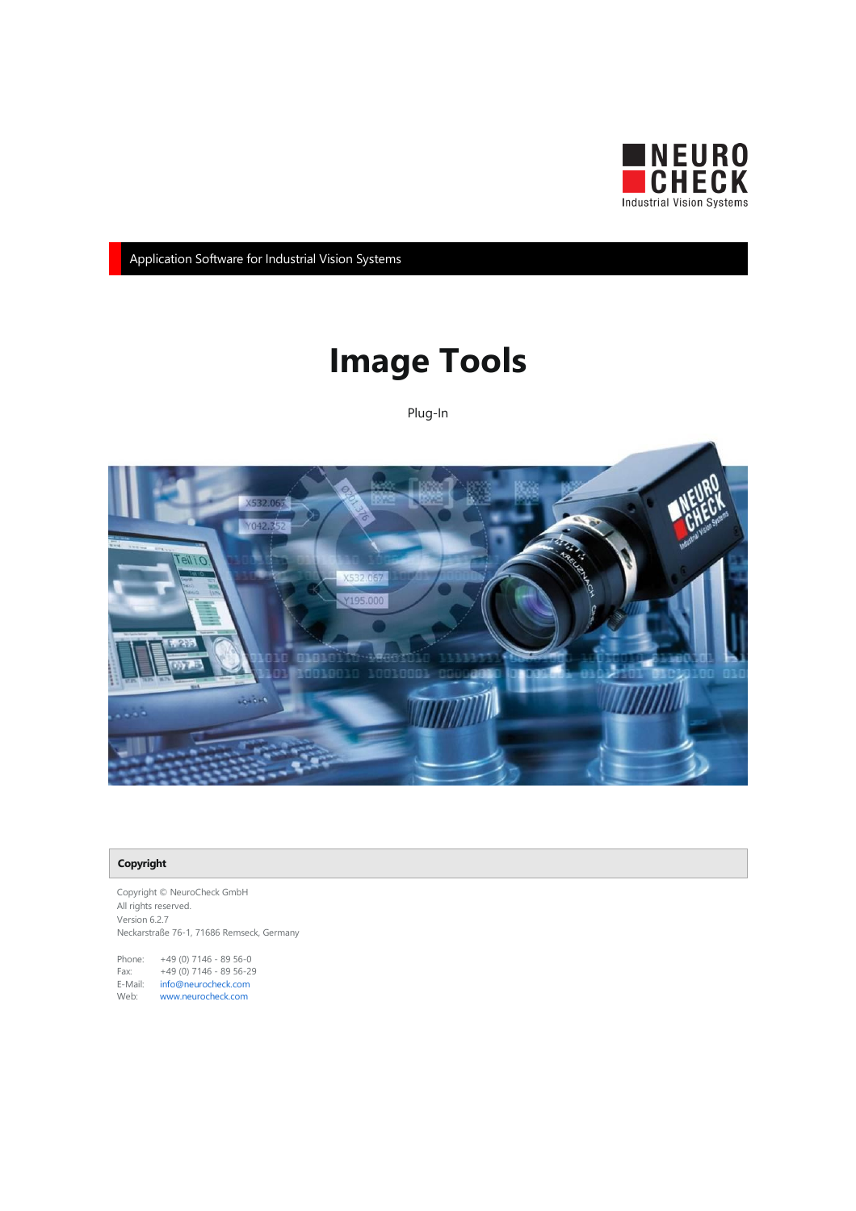NEURO CHECK
Industrial Vision Systems

Application Software for Industrial Vision Systems

# Image Tools

Plug-In

## Copyright

Copyright © NeuroCheck GmbH
All rights reserved.
Version 6.2.7
Neckarstraße 76-1, 71686 Remseck, Germany

Phone: +49 (0) 7146 - 89 56-0
Fax: +49 (0) 7146 - 89 56-29
E-Mail: info@neurocheck.com
Web: www.neurocheck.com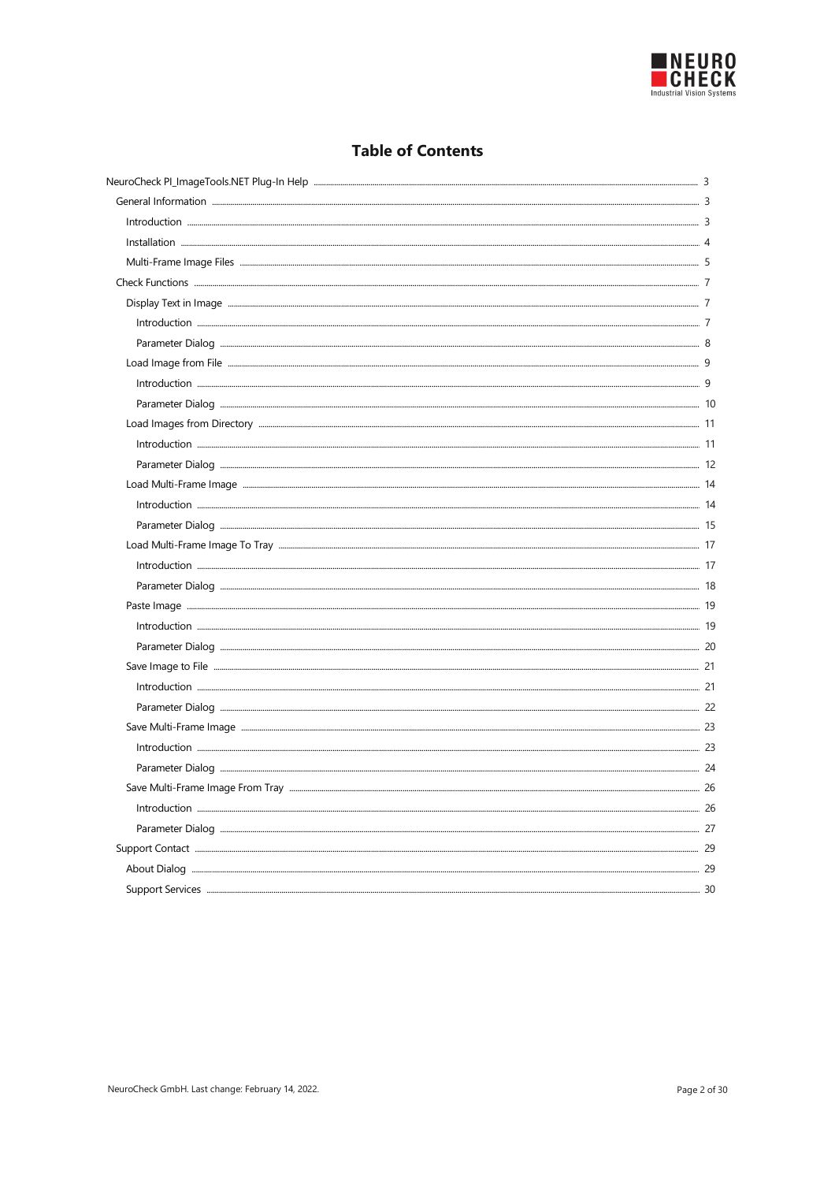# Table of Contents

- NeuroCheck PI_ImageTools.NET Plug-In Help ........ 3
  - General Information ........ 3
    - Introduction ........ 3
    - Installation ........ 4
    - Multi-Frame Image Files ........ 5
  - Check Functions ........ 7
    - Display Text in Image ........ 7
      - Introduction ........ 7
      - Parameter Dialog ........ 8
    - Load Image from File ........ 9
      - Introduction ........ 9
      - Parameter Dialog ........ 10
    - Load Images from Directory ........ 11
      - Introduction ........ 11
      - Parameter Dialog ........ 12
    - Load Multi-Frame Image ........ 14
      - Introduction ........ 14
      - Parameter Dialog ........ 15
    - Load Multi-Frame Image To Tray ........ 17
      - Introduction ........ 17
      - Parameter Dialog ........ 18
    - Paste Image ........ 19
      - Introduction ........ 19
      - Parameter Dialog ........ 20
    - Save Image to File ........ 21
      - Introduction ........ 21
      - Parameter Dialog ........ 22
    - Save Multi-Frame Image ........ 23
      - Introduction ........ 23
      - Parameter Dialog ........ 24
    - Save Multi-Frame Image From Tray ........ 26
      - Introduction ........ 26
      - Parameter Dialog ........ 27
  - Support Contact ........ 29
    - About Dialog ........ 29
    - Support Services ........ 30

NeuroCheck GmbH. Last change: February 14, 2022.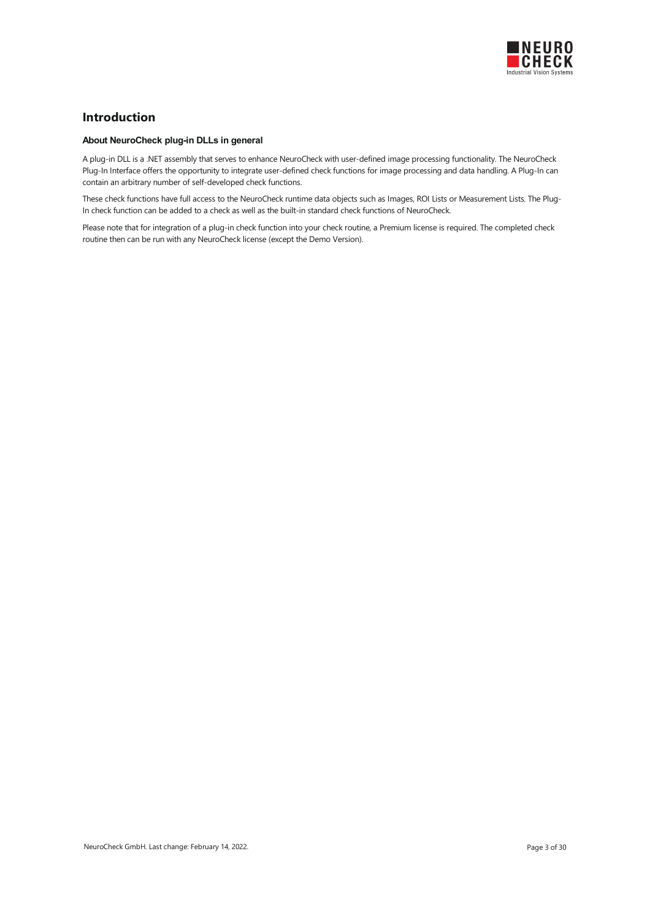# Introduction

### About NeuroCheck plug-in DLLs in general

A plug-in DLL is a .NET assembly that serves to enhance NeuroCheck with user-defined image processing functionality. The NeuroCheck Plug-In Interface offers the opportunity to integrate user-defined check functions for image processing and data handling. A Plug-In can contain an arbitrary number of self-developed check functions.

These check functions have full access to the NeuroCheck runtime data objects such as Images, ROI Lists or Measurement Lists. The Plug-In check function can be added to a check as well as the built-in standard check functions of NeuroCheck.

Please note that for integration of a plug-in check function into your check routine, a Premium license is required. The completed check routine then can be run with any NeuroCheck license (except the Demo Version).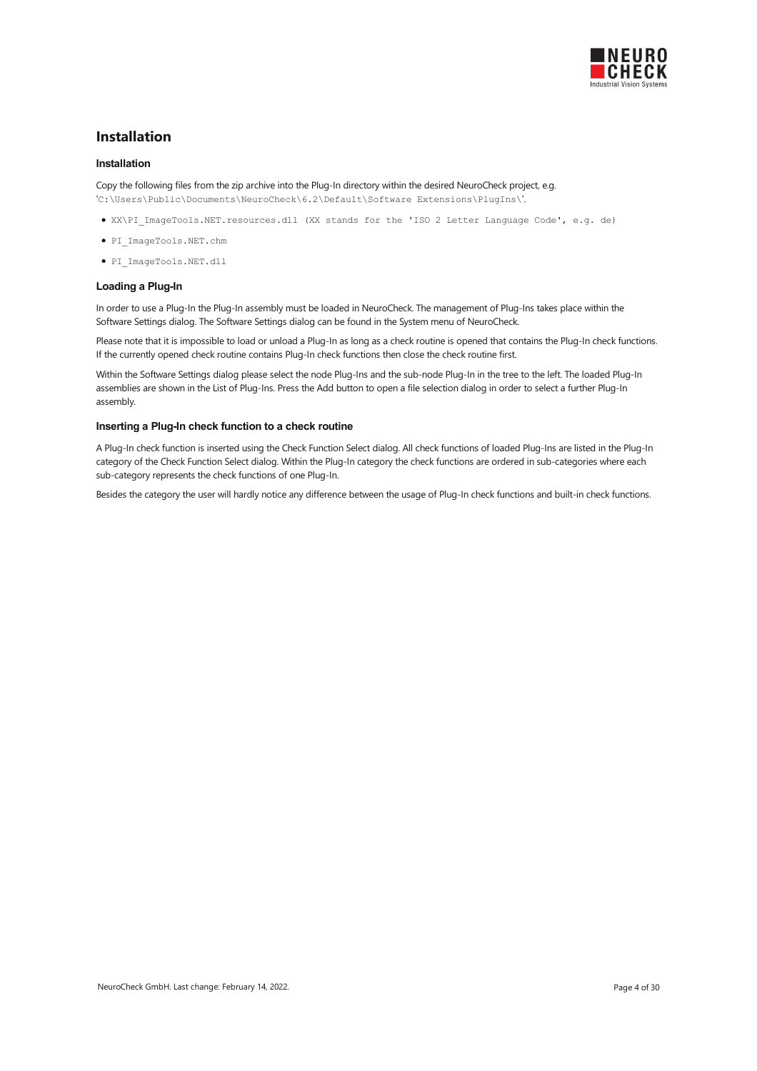# Installation

### Installation

Copy the following files from the zip archive into the Plug-In directory within the desired NeuroCheck project, e.g. 'C:\Users\Public\Documents\NeuroCheck\6.2\Default\Software Extensions\PlugIns\'.

- XX\PI_ImageTools.NET.resources.dll (XX stands for the 'ISO 2 Letter Language Code', e.g. de)
- PI_ImageTools.NET.chm
- PI_ImageTools.NET.dll

### Loading a Plug-In

In order to use a Plug-In the Plug-In assembly must be loaded in NeuroCheck. The management of Plug-Ins takes place within the Software Settings dialog. The Software Settings dialog can be found in the System menu of NeuroCheck.

Please note that it is impossible to load or unload a Plug-In as long as a check routine is opened that contains the Plug-In check functions. If the currently opened check routine contains Plug-In check functions then close the check routine first.

Within the Software Settings dialog please select the node Plug-Ins and the sub-node Plug-In in the tree to the left. The loaded Plug-In assemblies are shown in the List of Plug-Ins. Press the Add button to open a file selection dialog in order to select a further Plug-In assembly.

### Inserting a Plug-In check function to a check routine

A Plug-In check function is inserted using the Check Function Select dialog. All check functions of loaded Plug-Ins are listed in the Plug-In category of the Check Function Select dialog. Within the Plug-In category the check functions are ordered in sub-categories where each sub-category represents the check functions of one Plug-In.

Besides the category the user will hardly notice any difference between the usage of Plug-In check functions and built-in check functions.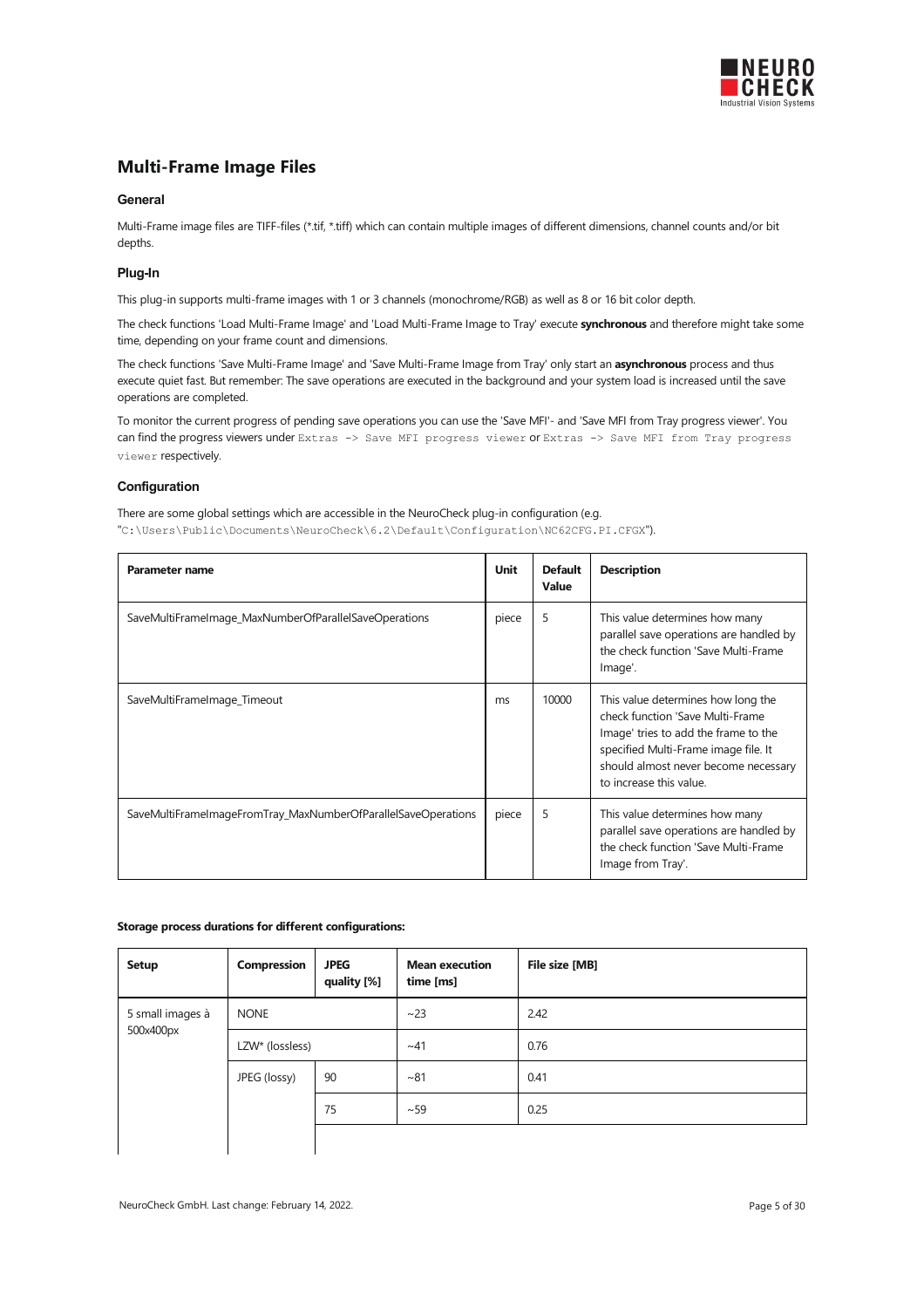## Multi-Frame Image Files

### General

Multi-Frame image files are TIFF-files (*.tif, *.tiff) which can contain multiple images of different dimensions, channel counts and/or bit depths.

### Plug-In

This plug-in supports multi-frame images with 1 or 3 channels (monochrome/RGB) as well as 8 or 16 bit color depth.

The check functions 'Load Multi-Frame Image' and 'Load Multi-Frame Image to Tray' execute **synchronous** and therefore might take some time, depending on your frame count and dimensions.

The check functions 'Save Multi-Frame Image' and 'Save Multi-Frame Image from Tray' only start an **asynchronous** process and thus execute quiet fast. But remember: The save operations are executed in the background and your system load is increased until the save operations are completed.

To monitor the current progress of pending save operations you can use the 'Save MFI'- and 'Save MFI from Tray progress viewer'. You can find the progress viewers under `Extras -> Save MFI progress viewer` or `Extras -> Save MFI from Tray progress viewer` respectively.

### Configuration

There are some global settings which are accessible in the NeuroCheck plug-in configuration (e.g. "`C:\Users\Public\Documents\NeuroCheck\6.2\Default\Configuration\NC62CFG.PI.CFGX`").

| Parameter name | Unit | Default Value | Description |
|---|---|---|---|
| SaveMultiFrameImage_MaxNumberOfParallelSaveOperations | piece | 5 | This value determines how many parallel save operations are handled by the check function 'Save Multi-Frame Image'. |
| SaveMultiFrameImage_Timeout | ms | 10000 | This value determines how long the check function 'Save Multi-Frame Image' tries to add the frame to the specified Multi-Frame image file. It should almost never become necessary to increase this value. |
| SaveMultiFrameImageFromTray_MaxNumberOfParallelSaveOperations | piece | 5 | This value determines how many parallel save operations are handled by the check function 'Save Multi-Frame Image from Tray'. |

**Storage process durations for different configurations:**

| Setup | Compression | JPEG quality [%] | Mean execution time [ms] | File size [MB] |
|---|---|---|---|---|
| 5 small images à 500x400px | NONE | | ~23 | 2.42 |
| | LZW* (lossless) | | ~41 | 0.76 |
| | JPEG (lossy) | 90 | ~81 | 0.41 |
| | | 75 | ~59 | 0.25 |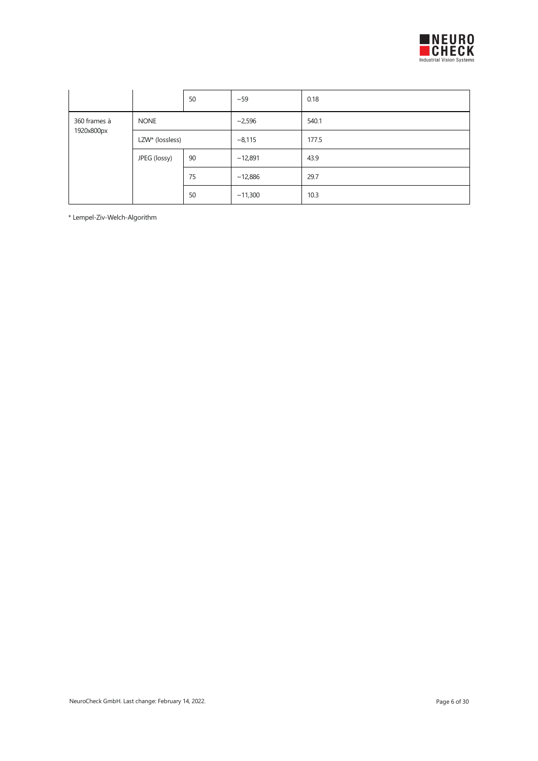|  |  |  |  |  |
|---|---|---|---|---|
|  |  | 50 | ~59 | 0.18 |
| 360 frames à 1920x800px | NONE |  | ~2,596 | 540.1 |
|  | LZW* (lossless) |  | ~8,115 | 177.5 |
|  | JPEG (lossy) | 90 | ~12,891 | 43.9 |
|  |  | 75 | ~12,886 | 29.7 |
|  |  | 50 | ~11,300 | 10.3 |

* Lempel-Ziv-Welch-Algorithm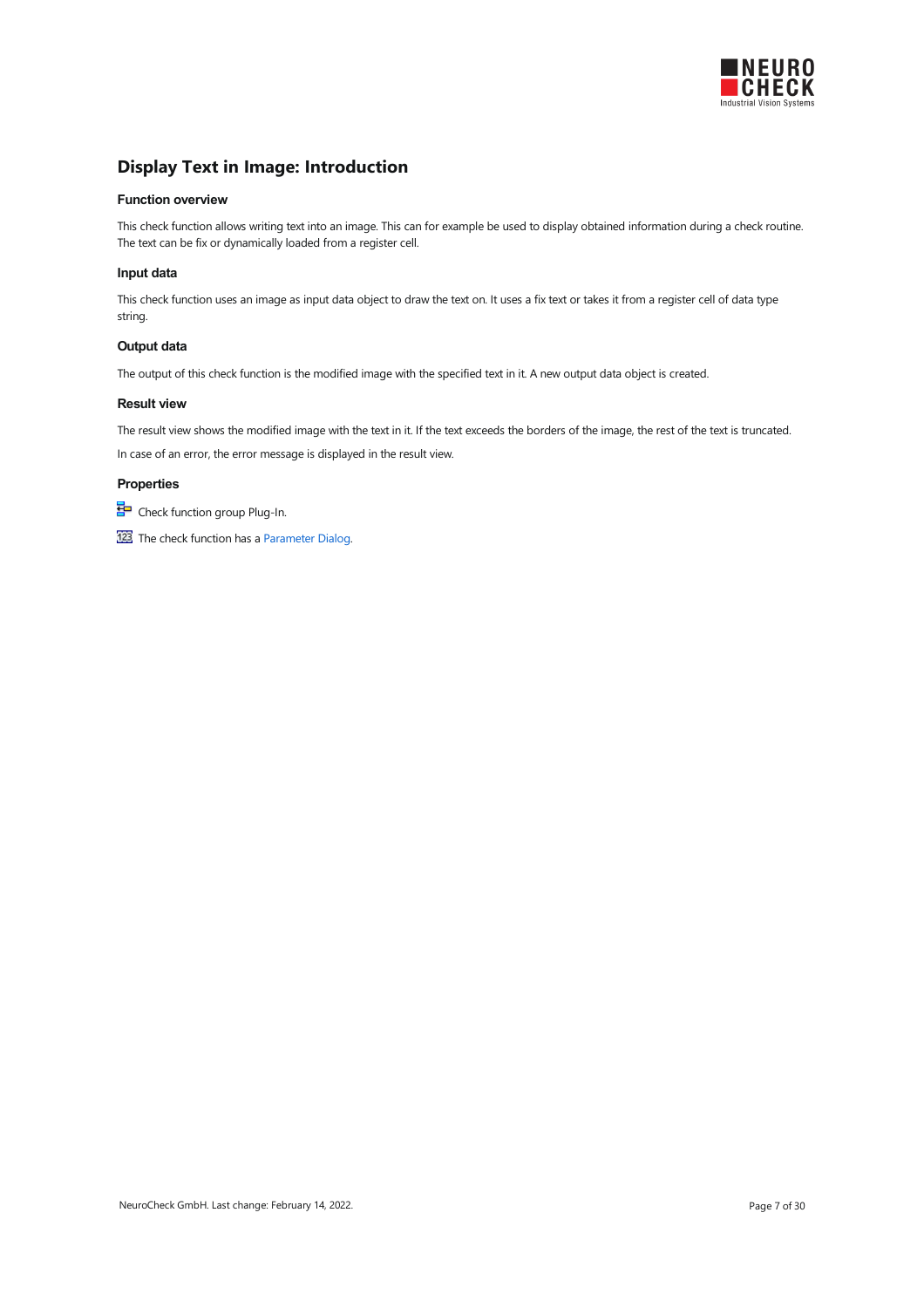# Display Text in Image: Introduction

### Function overview

This check function allows writing text into an image. This can for example be used to display obtained information during a check routine. The text can be fix or dynamically loaded from a register cell.

### Input data

This check function uses an image as input data object to draw the text on. It uses a fix text or takes it from a register cell of data type string.

### Output data

The output of this check function is the modified image with the specified text in it. A new output data object is created.

### Result view

The result view shows the modified image with the text in it. If the text exceeds the borders of the image, the rest of the text is truncated.

In case of an error, the error message is displayed in the result view.

### Properties

Check function group Plug-In.

The check function has a Parameter Dialog.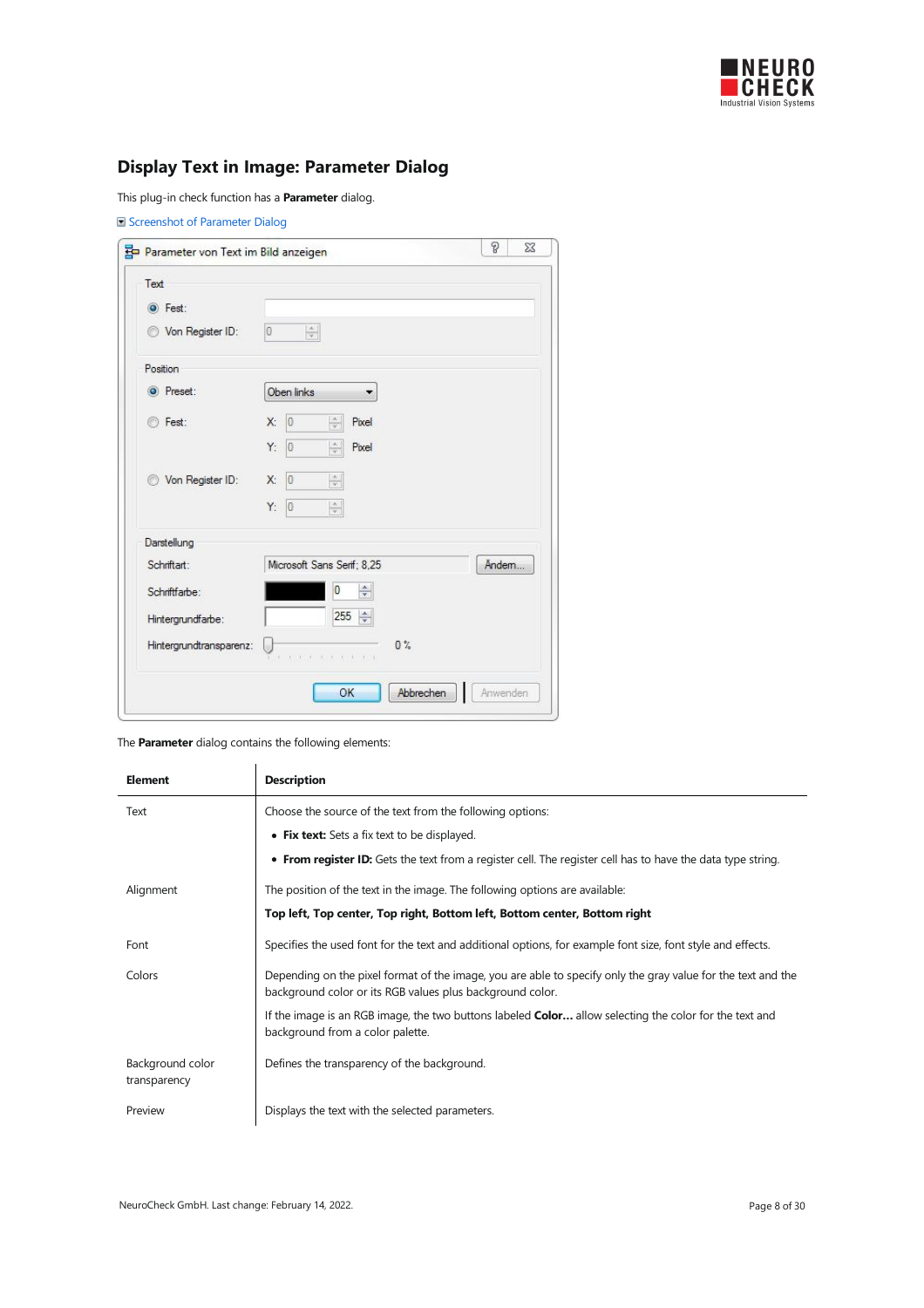## Display Text in Image: Parameter Dialog

This plug-in check function has a **Parameter** dialog.

Screenshot of Parameter Dialog

The **Parameter** dialog contains the following elements:

| Element | Description |
|---|---|
| Text | Choose the source of the text from the following options:<br>• **Fix text:** Sets a fix text to be displayed.<br>• **From register ID:** Gets the text from a register cell. The register cell has to have the data type string. |
| Alignment | The position of the text in the image. The following options are available:<br>**Top left, Top center, Top right, Bottom left, Bottom center, Bottom right** |
| Font | Specifies the used font for the text and additional options, for example font size, font style and effects. |
| Colors | Depending on the pixel format of the image, you are able to specify only the gray value for the text and the background color or its RGB values plus background color.<br>If the image is an RGB image, the two buttons labeled **Color...** allow selecting the color for the text and background from a color palette. |
| Background color transparency | Defines the transparency of the background. |
| Preview | Displays the text with the selected parameters. |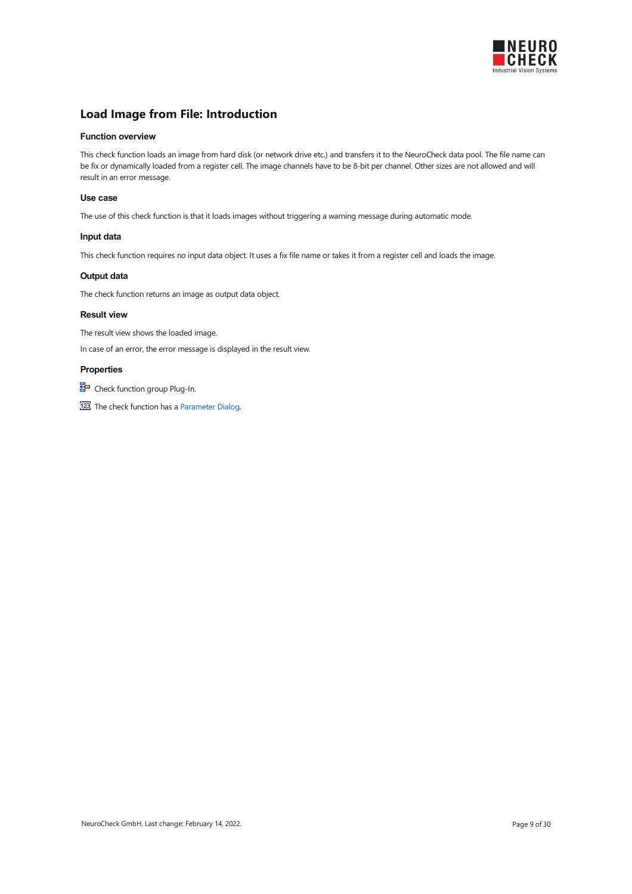# Load Image from File: Introduction

### Function overview

This check function loads an image from hard disk (or network drive etc.) and transfers it to the NeuroCheck data pool. The file name can be fix or dynamically loaded from a register cell. The image channels have to be 8-bit per channel. Other sizes are not allowed and will result in an error message.

### Use case

The use of this check function is that it loads images without triggering a warning message during automatic mode.

### Input data

This check function requires no input data object. It uses a fix file name or takes it from a register cell and loads the image.

### Output data

The check function returns an image as output data object.

### Result view

The result view shows the loaded image.

In case of an error, the error message is displayed in the result view.

### Properties

Check function group Plug-In.

The check function has a Parameter Dialog.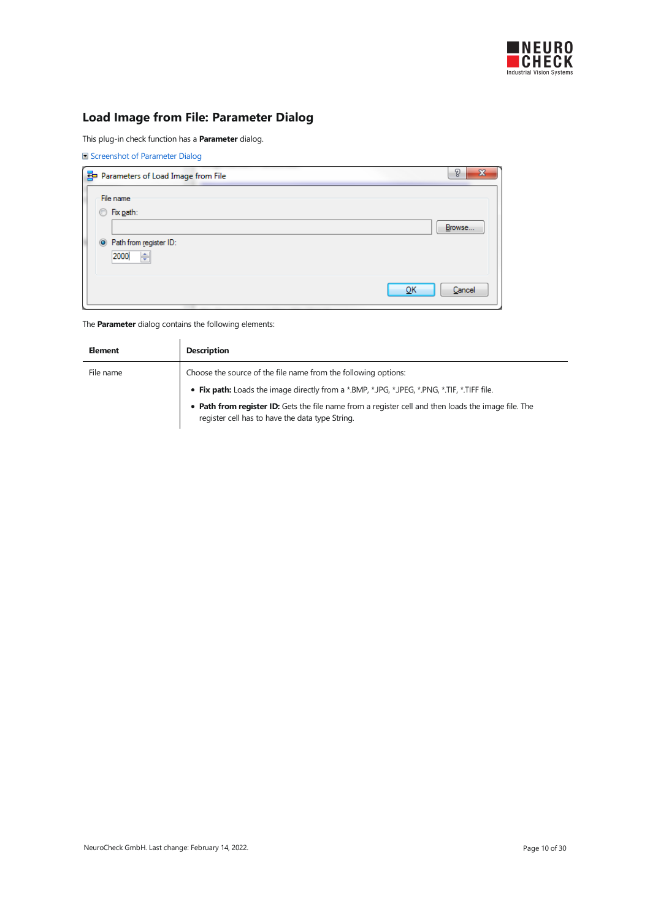## Load Image from File: Parameter Dialog

This plug-in check function has a **Parameter** dialog.

Screenshot of Parameter Dialog

The **Parameter** dialog contains the following elements:

| Element | Description |
|---|---|
| File name | Choose the source of the file name from the following options:<br>• **Fix path:** Loads the image directly from a *.BMP, *.JPG, *.JPEG, *.PNG, *.TIF, *.TIFF file.<br>• **Path from register ID:** Gets the file name from a register cell and then loads the image file. The register cell has to have the data type String. |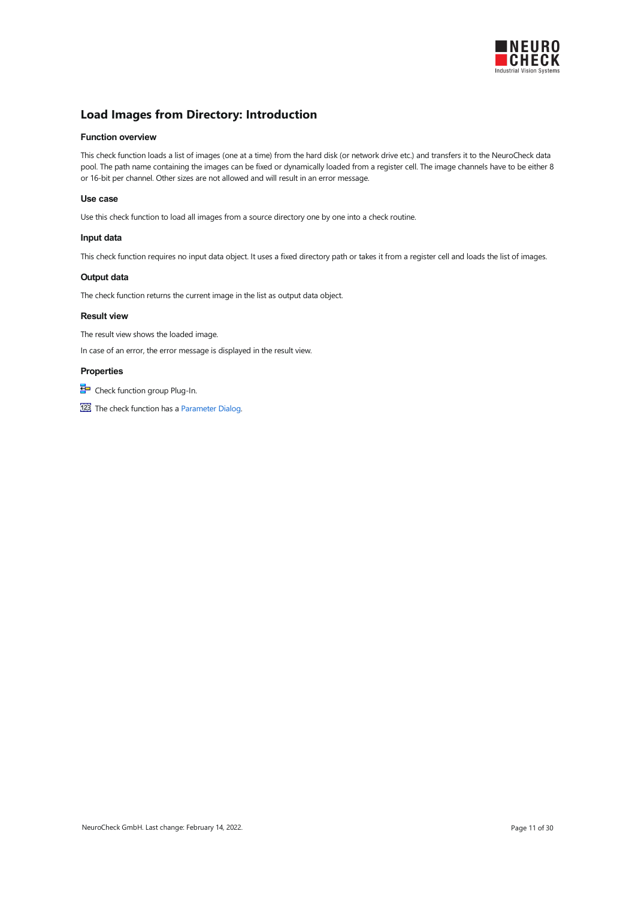# Load Images from Directory: Introduction

### Function overview

This check function loads a list of images (one at a time) from the hard disk (or network drive etc.) and transfers it to the NeuroCheck data pool. The path name containing the images can be fixed or dynamically loaded from a register cell. The image channels have to be either 8 or 16-bit per channel. Other sizes are not allowed and will result in an error message.

### Use case

Use this check function to load all images from a source directory one by one into a check routine.

### Input data

This check function requires no input data object. It uses a fixed directory path or takes it from a register cell and loads the list of images.

### Output data

The check function returns the current image in the list as output data object.

### Result view

The result view shows the loaded image.

In case of an error, the error message is displayed in the result view.

### Properties

Check function group Plug-In.

The check function has a Parameter Dialog.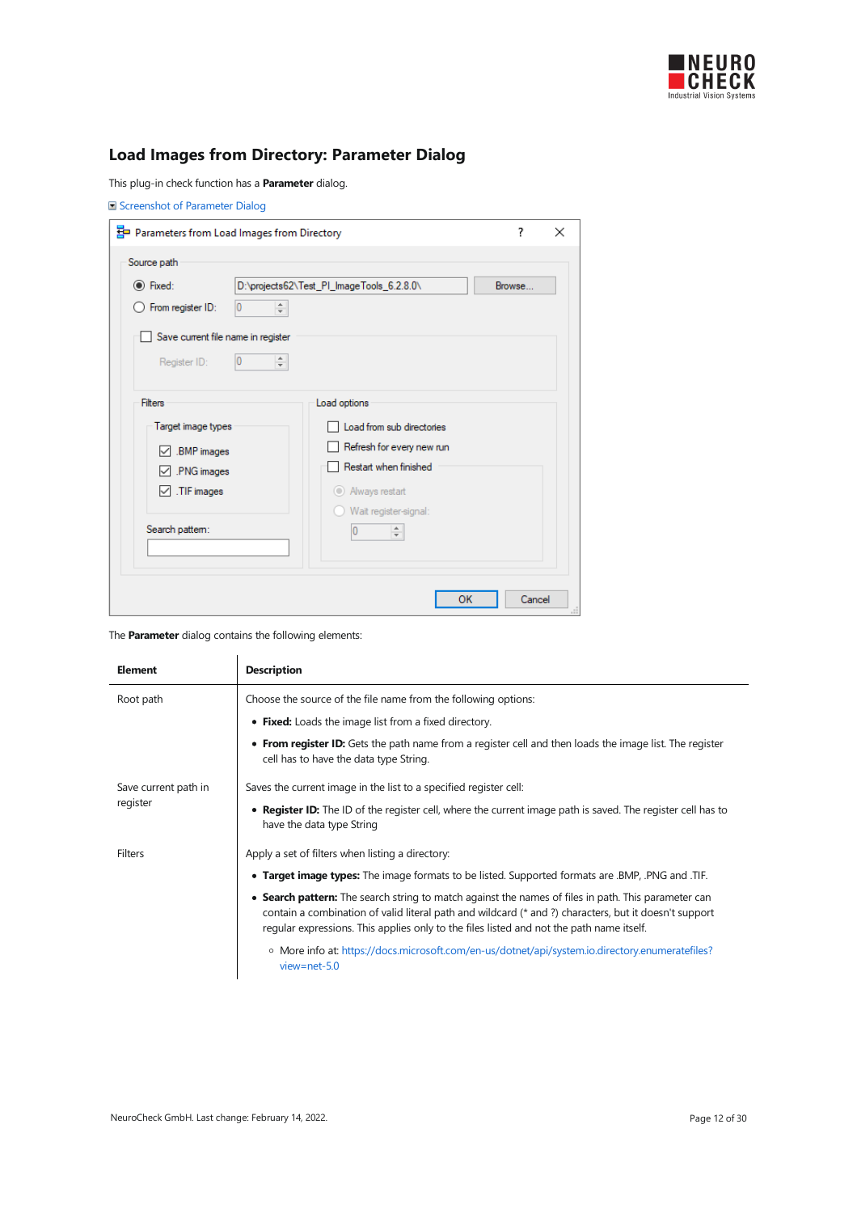## Load Images from Directory: Parameter Dialog

This plug-in check function has a **Parameter** dialog.

Screenshot of Parameter Dialog

The **Parameter** dialog contains the following elements:

| Element | Description |
| --- | --- |
| Root path | Choose the source of the file name from the following options:<br>• **Fixed:** Loads the image list from a fixed directory.<br>• **From register ID:** Gets the path name from a register cell and then loads the image list. The register cell has to have the data type String. |
| Save current path in register | Saves the current image in the list to a specified register cell:<br>• **Register ID:** The ID of the register cell, where the current image path is saved. The register cell has to have the data type String |
| Filters | Apply a set of filters when listing a directory:<br>• **Target image types:** The image formats to be listed. Supported formats are .BMP, .PNG and .TIF.<br>• **Search pattern:** The search string to match against the names of files in path. This parameter can contain a combination of valid literal path and wildcard (* and ?) characters, but it doesn't support regular expressions. This applies only to the files listed and not the path name itself.<br>  ◦ More info at: https://docs.microsoft.com/en-us/dotnet/api/system.io.directory.enumeratefiles?view=net-5.0 |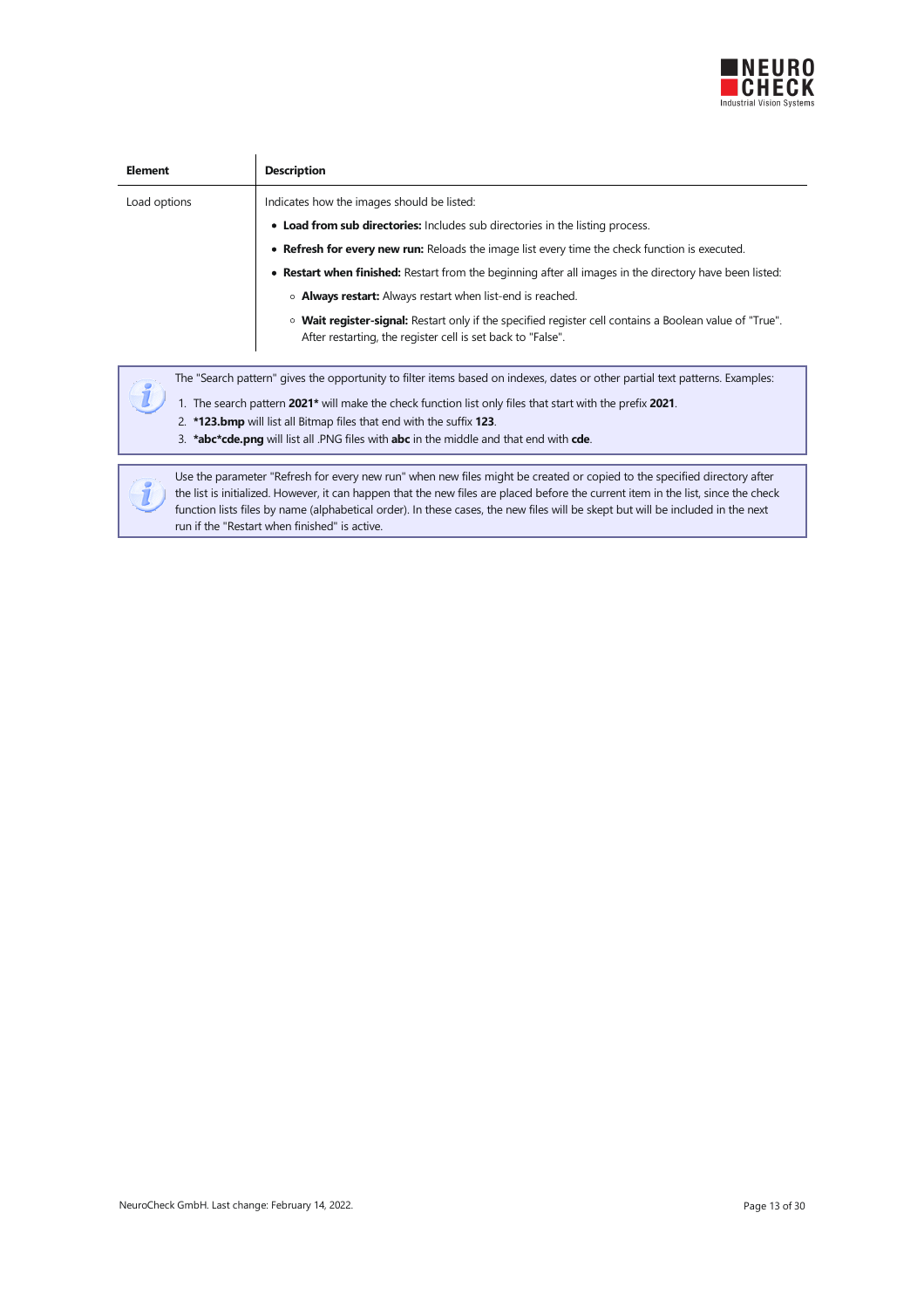| Element | Description |
| --- | --- |
| Load options | Indicates how the images should be listed:<br>• **Load from sub directories:** Includes sub directories in the listing process.<br>• **Refresh for every new run:** Reloads the image list every time the check function is executed.<br>• **Restart when finished:** Restart from the beginning after all images in the directory have been listed:<br>  ◦ **Always restart:** Always restart when list-end is reached.<br>  ◦ **Wait register-signal:** Restart only if the specified register cell contains a Boolean value of "True". After restarting, the register cell is set back to "False". |

> The "Search pattern" gives the opportunity to filter items based on indexes, dates or other partial text patterns. Examples:
>
> 1. The search pattern **2021*** will make the check function list only files that start with the prefix **2021**.
> 2. ***123.bmp** will list all Bitmap files that end with the suffix **123**.
> 3. ***abc*cde.png** will list all .PNG files with **abc** in the middle and that end with **cde**.

> Use the parameter "Refresh for every new run" when new files might be created or copied to the specified directory after the list is initialized. However, it can happen that the new files are placed before the current item in the list, since the check function lists files by name (alphabetical order). In these cases, the new files will be skept but will be included in the next run if the "Restart when finished" is active.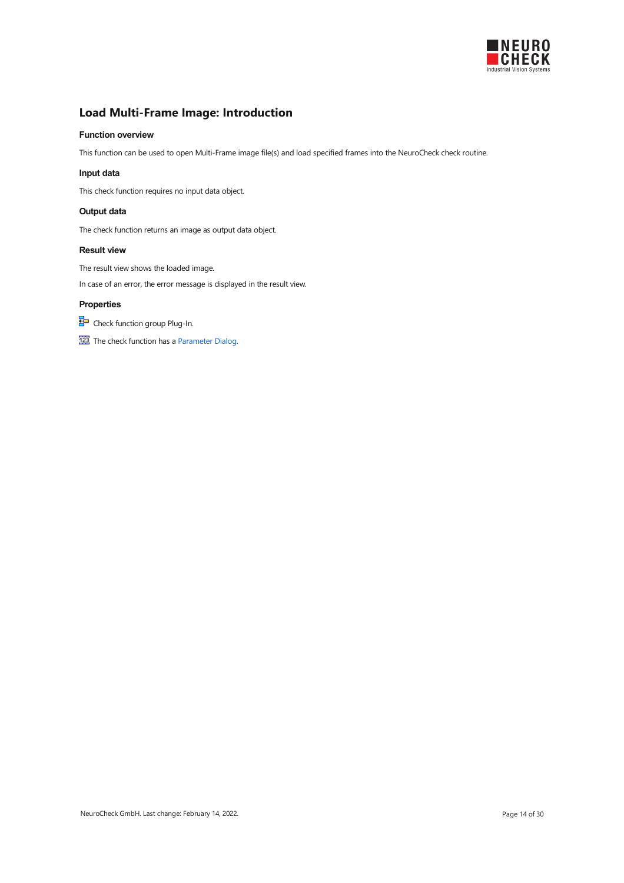# Load Multi-Frame Image: Introduction

### Function overview

This function can be used to open Multi-Frame image file(s) and load specified frames into the NeuroCheck check routine.

### Input data

This check function requires no input data object.

### Output data

The check function returns an image as output data object.

### Result view

The result view shows the loaded image.

In case of an error, the error message is displayed in the result view.

### Properties

Check function group Plug-In.

The check function has a Parameter Dialog.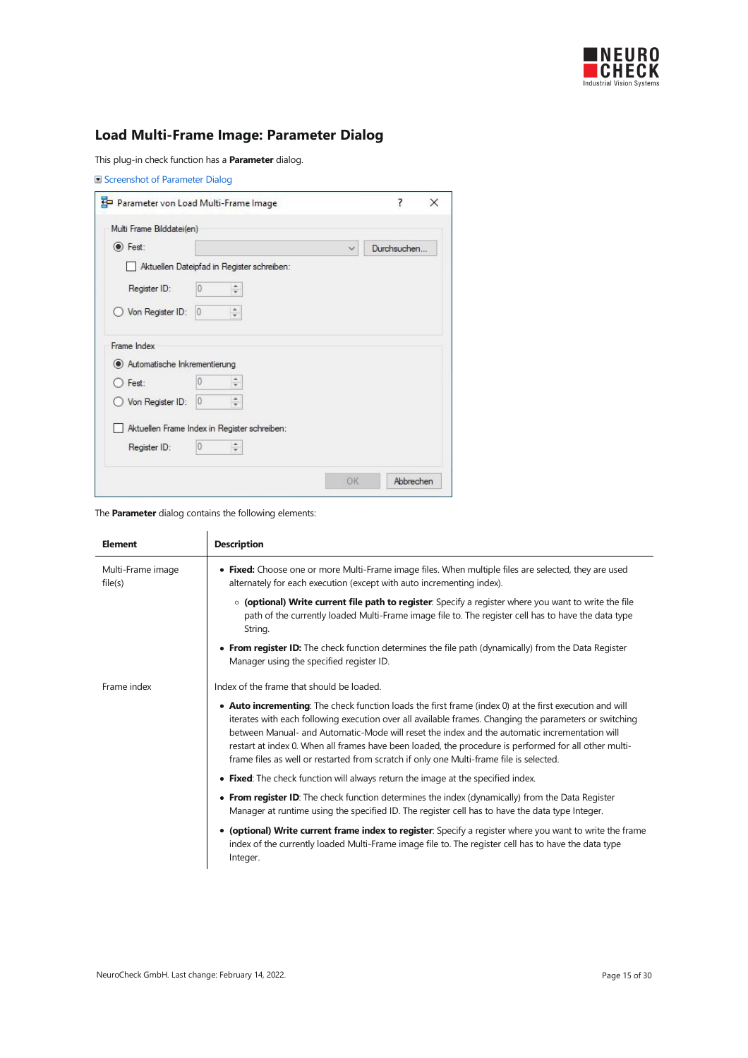## Load Multi-Frame Image: Parameter Dialog

This plug-in check function has a **Parameter** dialog.

Screenshot of Parameter Dialog

The **Parameter** dialog contains the following elements:

| Element | Description |
|---|---|
| Multi-Frame image file(s) | • **Fixed:** Choose one or more Multi-Frame image files. When multiple files are selected, they are used alternately for each execution (except with auto incrementing index).<br>  ◦ **(optional) Write current file path to register**: Specify a register where you want to write the file path of the currently loaded Multi-Frame image file to. The register cell has to have the data type String.<br>• **From register ID:** The check function determines the file path (dynamically) from the Data Register Manager using the specified register ID. |
| Frame index | Index of the frame that should be loaded.<br>• **Auto incrementing**: The check function loads the first frame (index 0) at the first execution and will iterates with each following execution over all available frames. Changing the parameters or switching between Manual- and Automatic-Mode will reset the index and the automatic incrementation will restart at index 0. When all frames have been loaded, the procedure is performed for all other multi-frame files as well or restarted from scratch if only one Multi-frame file is selected.<br>• **Fixed**: The check function will always return the image at the specified index.<br>• **From register ID**: The check function determines the index (dynamically) from the Data Register Manager at runtime using the specified ID. The register cell has to have the data type Integer.<br>• **(optional) Write current frame index to register**: Specify a register where you want to write the frame index of the currently loaded Multi-Frame image file to. The register cell has to have the data type Integer. |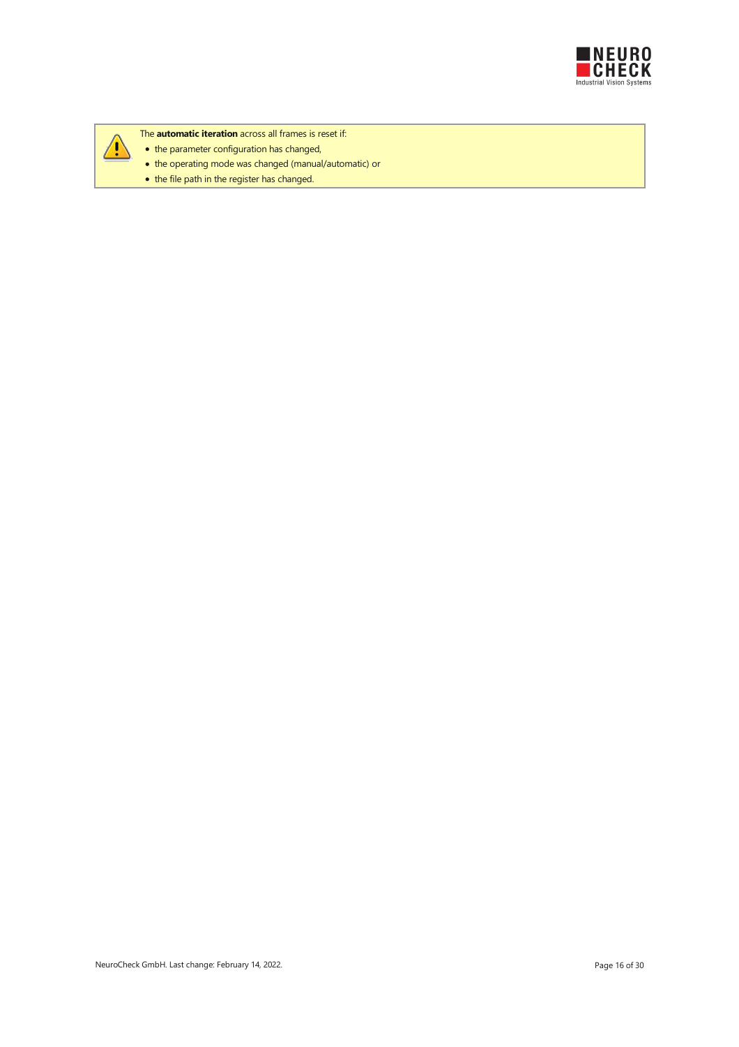The **automatic iteration** across all frames is reset if:

- the parameter configuration has changed,
- the operating mode was changed (manual/automatic) or
- the file path in the register has changed.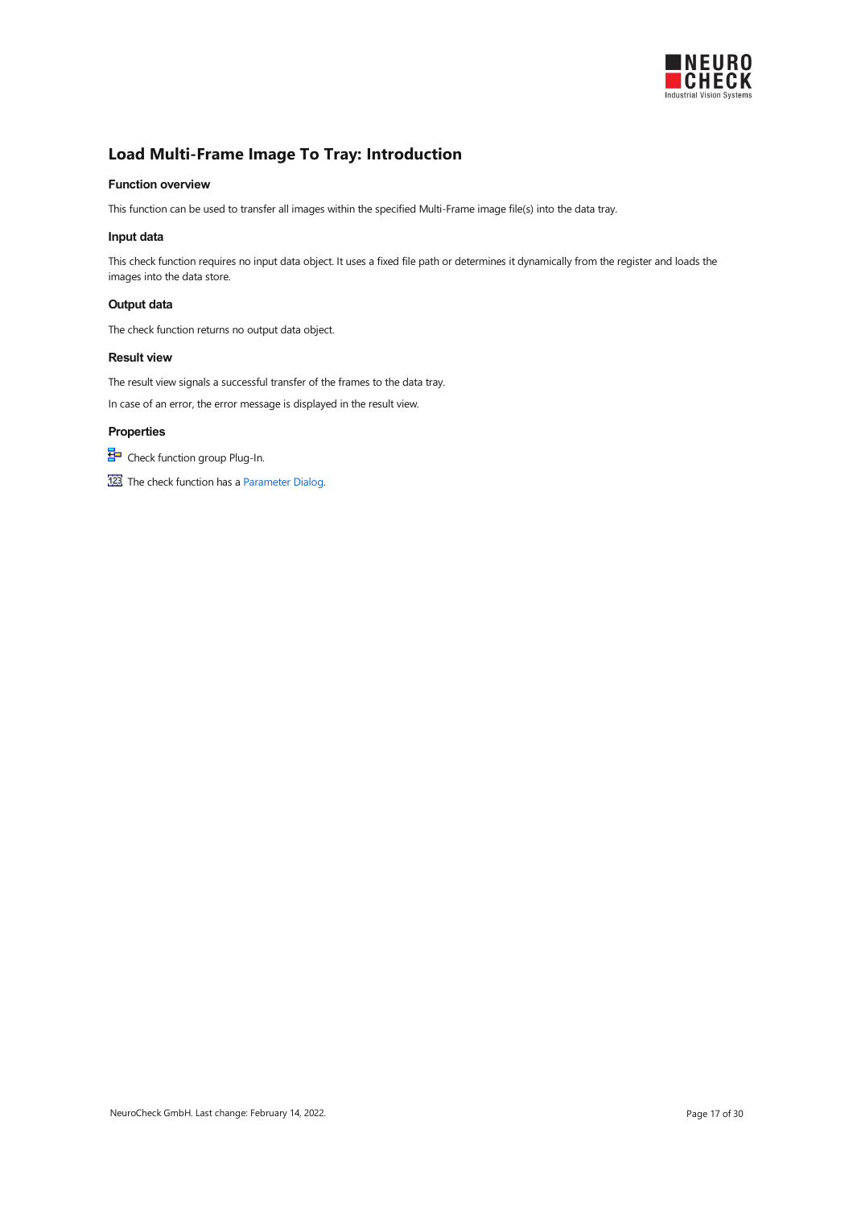# Load Multi-Frame Image To Tray: Introduction

### Function overview

This function can be used to transfer all images within the specified Multi-Frame image file(s) into the data tray.

### Input data

This check function requires no input data object. It uses a fixed file path or determines it dynamically from the register and loads the images into the data store.

### Output data

The check function returns no output data object.

### Result view

The result view signals a successful transfer of the frames to the data tray.

In case of an error, the error message is displayed in the result view.

### Properties

Check function group Plug-In.

The check function has a Parameter Dialog.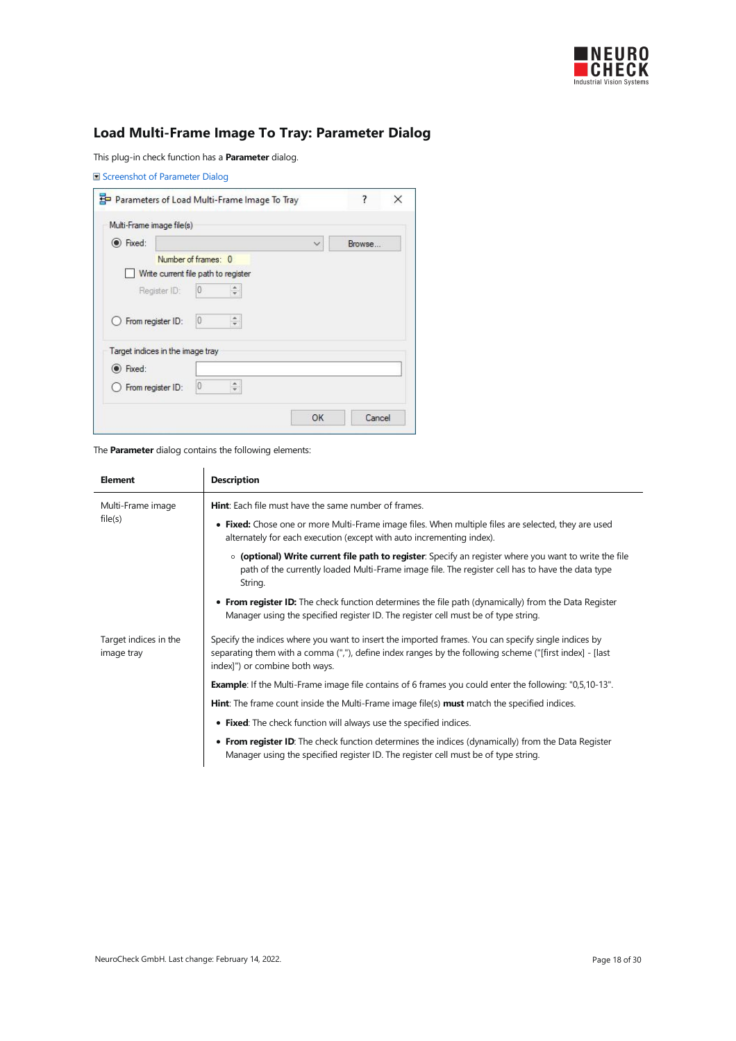## Load Multi-Frame Image To Tray: Parameter Dialog

This plug-in check function has a **Parameter** dialog.

Screenshot of Parameter Dialog

The **Parameter** dialog contains the following elements:

| Element | Description |
|---|---|
| Multi-Frame image file(s) | **Hint**: Each file must have the same number of frames.<br>• **Fixed:** Chose one or more Multi-Frame image files. When multiple files are selected, they are used alternately for each execution (except with auto incrementing index).<br>  ◦ **(optional) Write current file path to register**: Specify an register where you want to write the file path of the currently loaded Multi-Frame image file. The register cell has to have the data type String.<br>• **From register ID:** The check function determines the file path (dynamically) from the Data Register Manager using the specified register ID. The register cell must be of type string. |
| Target indices in the image tray | Specify the indices where you want to insert the imported frames. You can specify single indices by separating them with a comma (","), define index ranges by the following scheme ("[first index] - [last index]") or combine both ways.<br>**Example**: If the Multi-Frame image file contains of 6 frames you could enter the following: "0,5,10-13".<br>**Hint**: The frame count inside the Multi-Frame image file(s) **must** match the specified indices.<br>• **Fixed**: The check function will always use the specified indices.<br>• **From register ID**: The check function determines the indices (dynamically) from the Data Register Manager using the specified register ID. The register cell must be of type string. |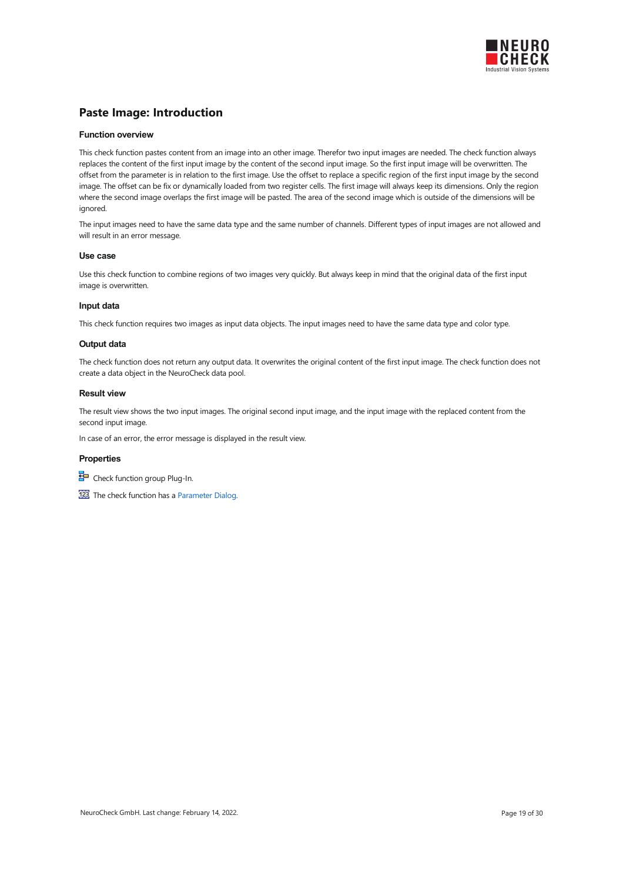# Paste Image: Introduction

### Function overview

This check function pastes content from an image into an other image. Therefor two input images are needed. The check function always replaces the content of the first input image by the content of the second input image. So the first input image will be overwritten. The offset from the parameter is in relation to the first image. Use the offset to replace a specific region of the first input image by the second image. The offset can be fix or dynamically loaded from two register cells. The first image will always keep its dimensions. Only the region where the second image overlaps the first image will be pasted. The area of the second image which is outside of the dimensions will be ignored.

The input images need to have the same data type and the same number of channels. Different types of input images are not allowed and will result in an error message.

### Use case

Use this check function to combine regions of two images very quickly. But always keep in mind that the original data of the first input image is overwritten.

### Input data

This check function requires two images as input data objects. The input images need to have the same data type and color type.

### Output data

The check function does not return any output data. It overwrites the original content of the first input image. The check function does not create a data object in the NeuroCheck data pool.

### Result view

The result view shows the two input images. The original second input image, and the input image with the replaced content from the second input image.

In case of an error, the error message is displayed in the result view.

### Properties

Check function group Plug-In.

The check function has a Parameter Dialog.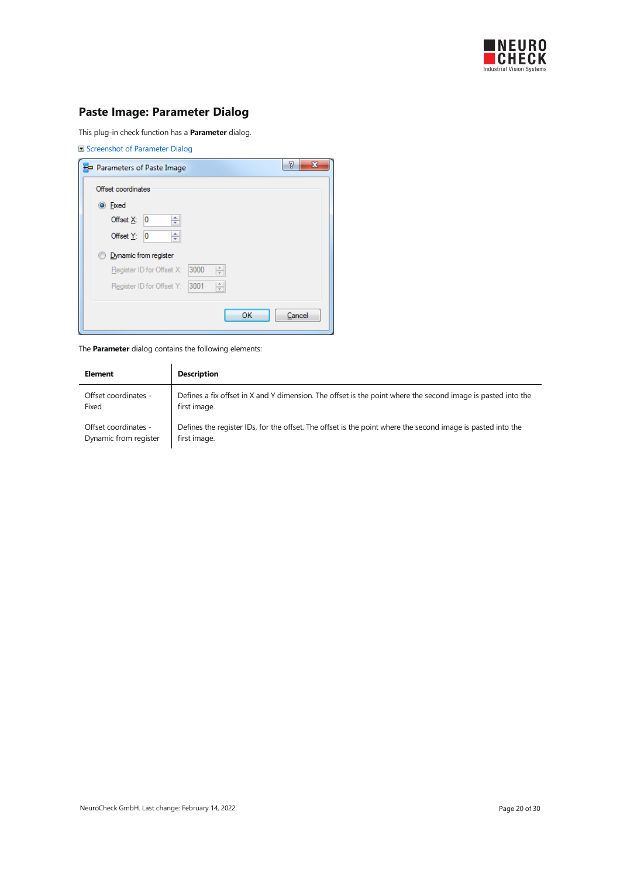## Paste Image: Parameter Dialog

This plug-in check function has a **Parameter** dialog.

Screenshot of Parameter Dialog

The **Parameter** dialog contains the following elements:

| Element | Description |
|---|---|
| Offset coordinates - Fixed | Defines a fix offset in X and Y dimension. The offset is the point where the second image is pasted into the first image. |
| Offset coordinates - Dynamic from register | Defines the register IDs, for the offset. The offset is the point where the second image is pasted into the first image. |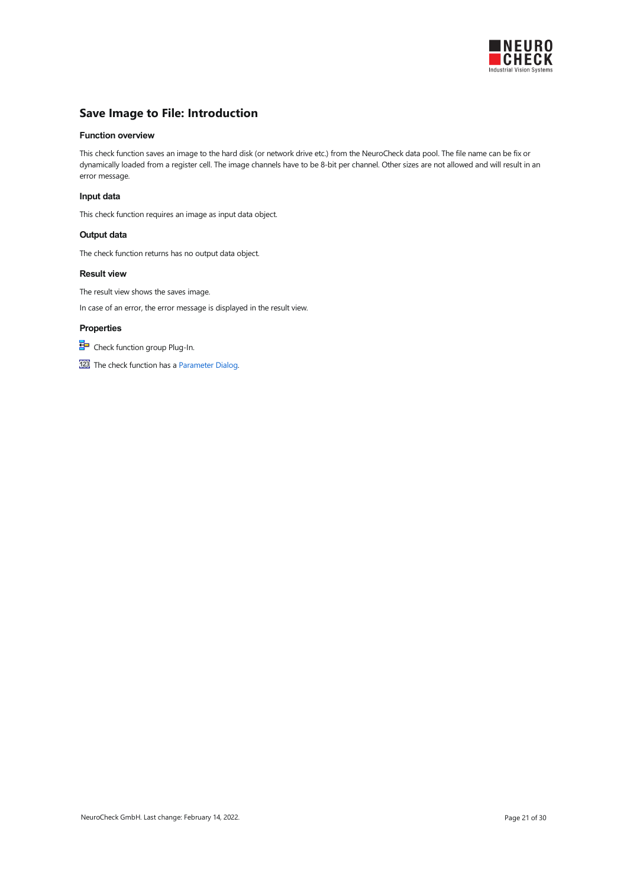# Save Image to File: Introduction

### Function overview

This check function saves an image to the hard disk (or network drive etc.) from the NeuroCheck data pool. The file name can be fix or dynamically loaded from a register cell. The image channels have to be 8-bit per channel. Other sizes are not allowed and will result in an error message.

### Input data

This check function requires an image as input data object.

### Output data

The check function returns has no output data object.

### Result view

The result view shows the saves image.

In case of an error, the error message is displayed in the result view.

### Properties

Check function group Plug-In.

The check function has a Parameter Dialog.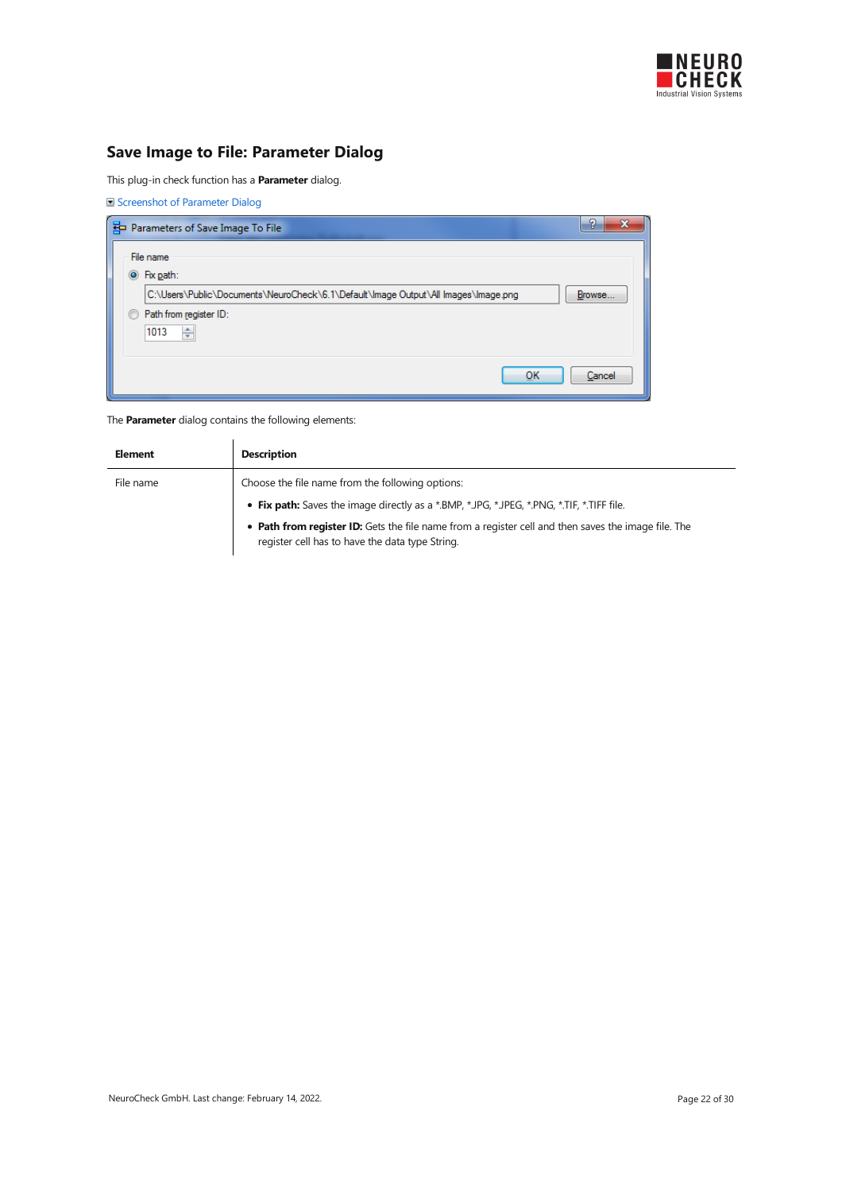## Save Image to File: Parameter Dialog

This plug-in check function has a **Parameter** dialog.

Screenshot of Parameter Dialog

The **Parameter** dialog contains the following elements:

| Element | Description |
|---|---|
| File name | Choose the file name from the following options:<br>• **Fix path:** Saves the image directly as a *.BMP, *.JPG, *.JPEG, *.PNG, *.TIF, *.TIFF file.<br>• **Path from register ID:** Gets the file name from a register cell and then saves the image file. The register cell has to have the data type String. |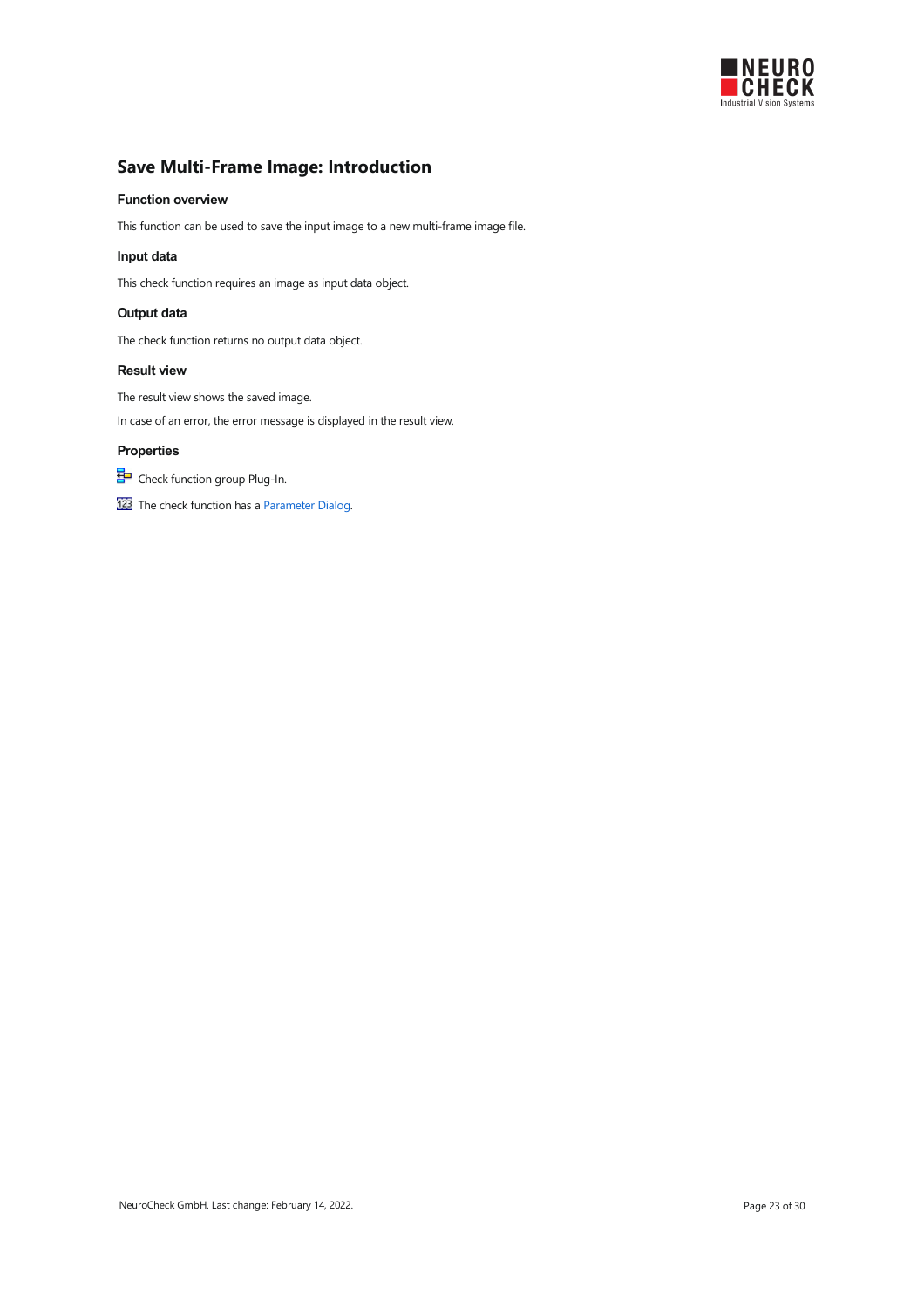# Save Multi-Frame Image: Introduction

### Function overview

This function can be used to save the input image to a new multi-frame image file.

### Input data

This check function requires an image as input data object.

### Output data

The check function returns no output data object.

### Result view

The result view shows the saved image.

In case of an error, the error message is displayed in the result view.

### Properties

Check function group Plug-In.

The check function has a Parameter Dialog.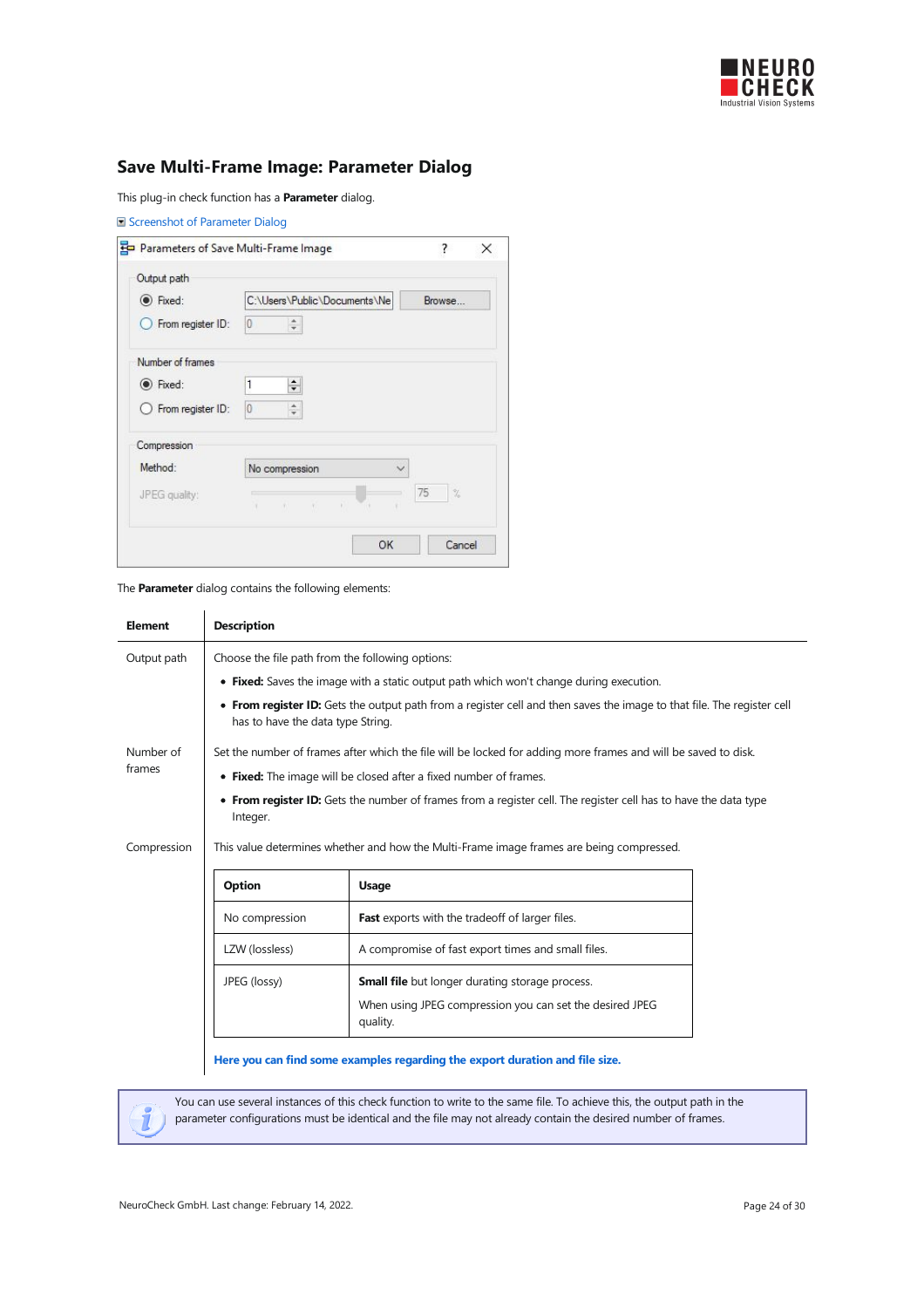## Save Multi-Frame Image: Parameter Dialog

This plug-in check function has a **Parameter** dialog.

Screenshot of Parameter Dialog

The **Parameter** dialog contains the following elements:

| Element | Description |
|---|---|
| Output path | Choose the file path from the following options:<br>• **Fixed:** Saves the image with a static output path which won't change during execution.<br>• **From register ID:** Gets the output path from a register cell and then saves the image to that file. The register cell has to have the data type String. |
| Number of frames | Set the number of frames after which the file will be locked for adding more frames and will be saved to disk.<br>• **Fixed:** The image will be closed after a fixed number of frames.<br>• **From register ID:** Gets the number of frames from a register cell. The register cell has to have the data type Integer. |
| Compression | This value determines whether and how the Multi-Frame image frames are being compressed. |

| Option | Usage |
|---|---|
| No compression | **Fast** exports with the tradeoff of larger files. |
| LZW (lossless) | A compromise of fast export times and small files. |
| JPEG (lossy) | **Small file** but longer durating storage process.<br>When using JPEG compression you can set the desired JPEG quality. |

**Here you can find some examples regarding the export duration and file size.**

> You can use several instances of this check function to write to the same file. To achieve this, the output path in the parameter configurations must be identical and the file may not already contain the desired number of frames.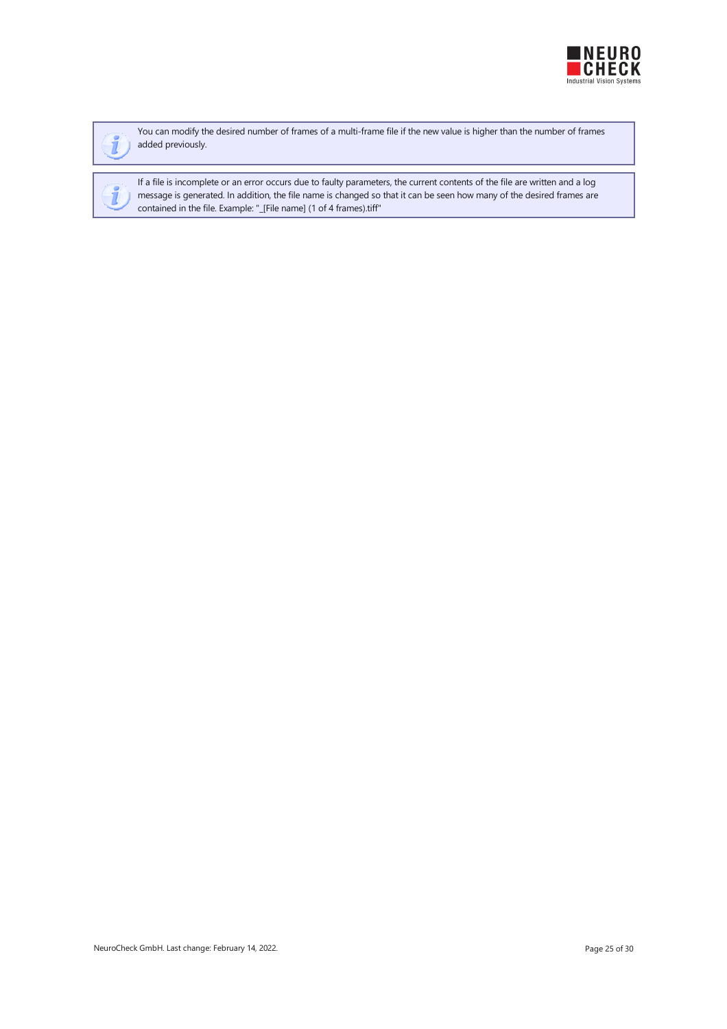> You can modify the desired number of frames of a multi-frame file if the new value is higher than the number of frames added previously.

> If a file is incomplete or an error occurs due to faulty parameters, the current contents of the file are written and a log message is generated. In addition, the file name is changed so that it can be seen how many of the desired frames are contained in the file. Example: "_[File name] (1 of 4 frames).tiff"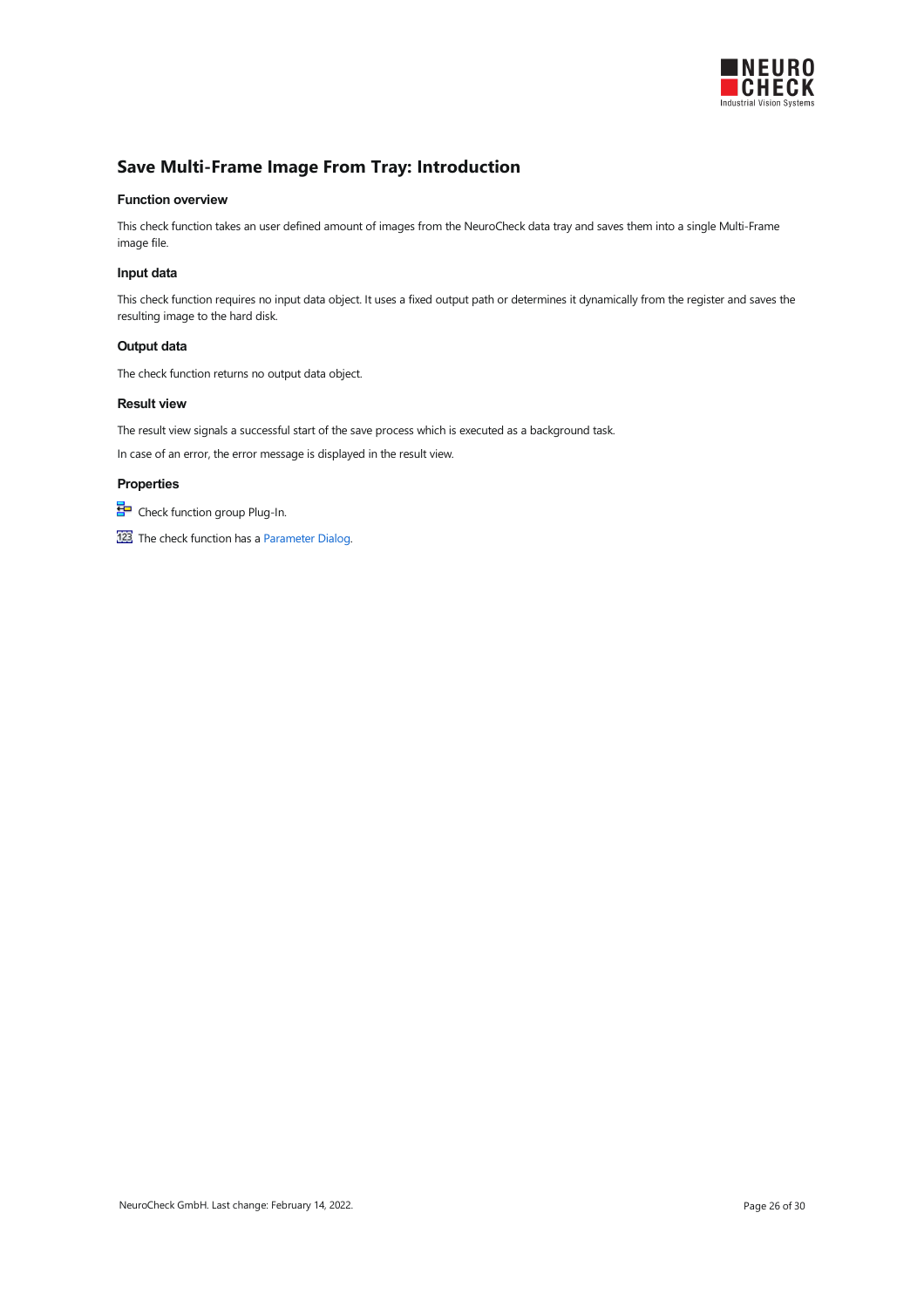# Save Multi-Frame Image From Tray: Introduction

### Function overview

This check function takes an user defined amount of images from the NeuroCheck data tray and saves them into a single Multi-Frame image file.

### Input data

This check function requires no input data object. It uses a fixed output path or determines it dynamically from the register and saves the resulting image to the hard disk.

### Output data

The check function returns no output data object.

### Result view

The result view signals a successful start of the save process which is executed as a background task.

In case of an error, the error message is displayed in the result view.

### Properties

Check function group Plug-In.

The check function has a Parameter Dialog.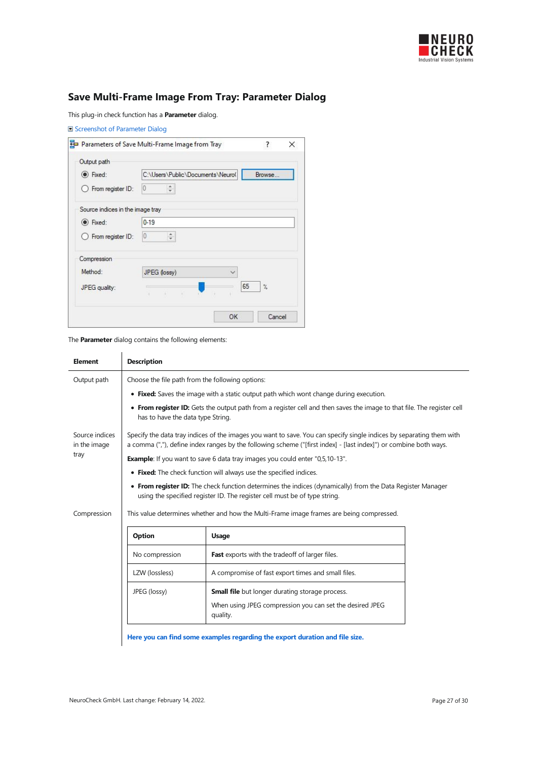## Save Multi-Frame Image From Tray: Parameter Dialog

This plug-in check function has a **Parameter** dialog.

Screenshot of Parameter Dialog

The **Parameter** dialog contains the following elements:

| Element | Description |
| --- | --- |
| Output path | Choose the file path from the following options:<br>• **Fixed:** Saves the image with a static output path which wont change during execution.<br>• **From register ID:** Gets the output path from a register cell and then saves the image to that file. The register cell has to have the data type String. |
| Source indices in the image tray | Specify the data tray indices of the images you want to save. You can specify single indices by separating them with a comma (","), define index ranges by the following scheme ("[first index] - [last index]") or combine both ways.<br>**Example**: If you want to save 6 data tray images you could enter "0,5,10-13".<br>• **Fixed:** The check function will always use the specified indices.<br>• **From register ID:** The check function determines the indices (dynamically) from the Data Register Manager using the specified register ID. The register cell must be of type string. |
| Compression | This value determines whether and how the Multi-Frame image frames are being compressed. |

| Option | Usage |
| --- | --- |
| No compression | **Fast** exports with the tradeoff of larger files. |
| LZW (lossless) | A compromise of fast export times and small files. |
| JPEG (lossy) | **Small file** but longer durating storage process.<br>When using JPEG compression you can set the desired JPEG quality. |

**Here you can find some examples regarding the export duration and file size.**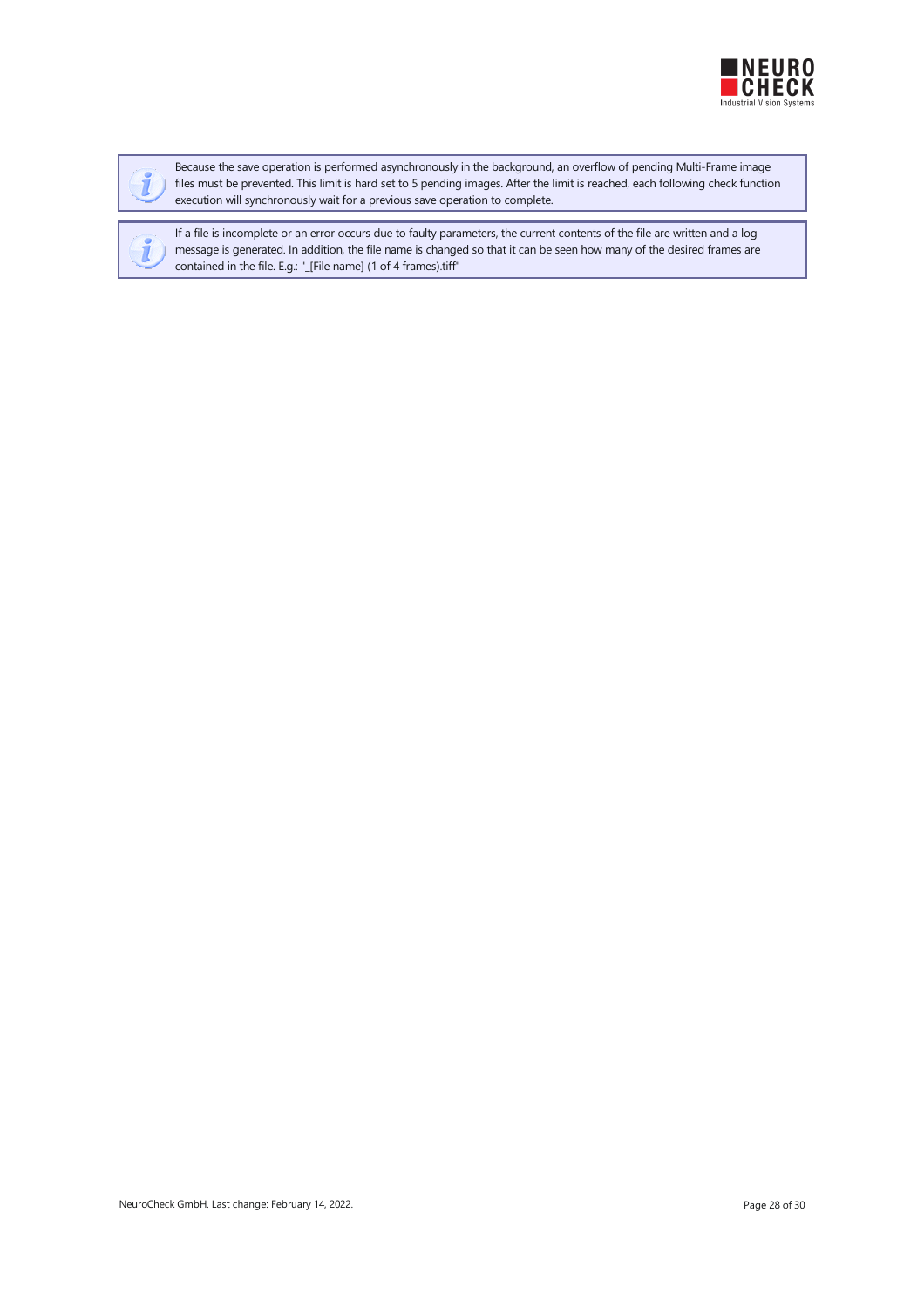> Because the save operation is performed asynchronously in the background, an overflow of pending Multi-Frame image files must be prevented. This limit is hard set to 5 pending images. After the limit is reached, each following check function execution will synchronously wait for a previous save operation to complete.

> If a file is incomplete or an error occurs due to faulty parameters, the current contents of the file are written and a log message is generated. In addition, the file name is changed so that it can be seen how many of the desired frames are contained in the file. E.g.: "_[File name] (1 of 4 frames).tiff"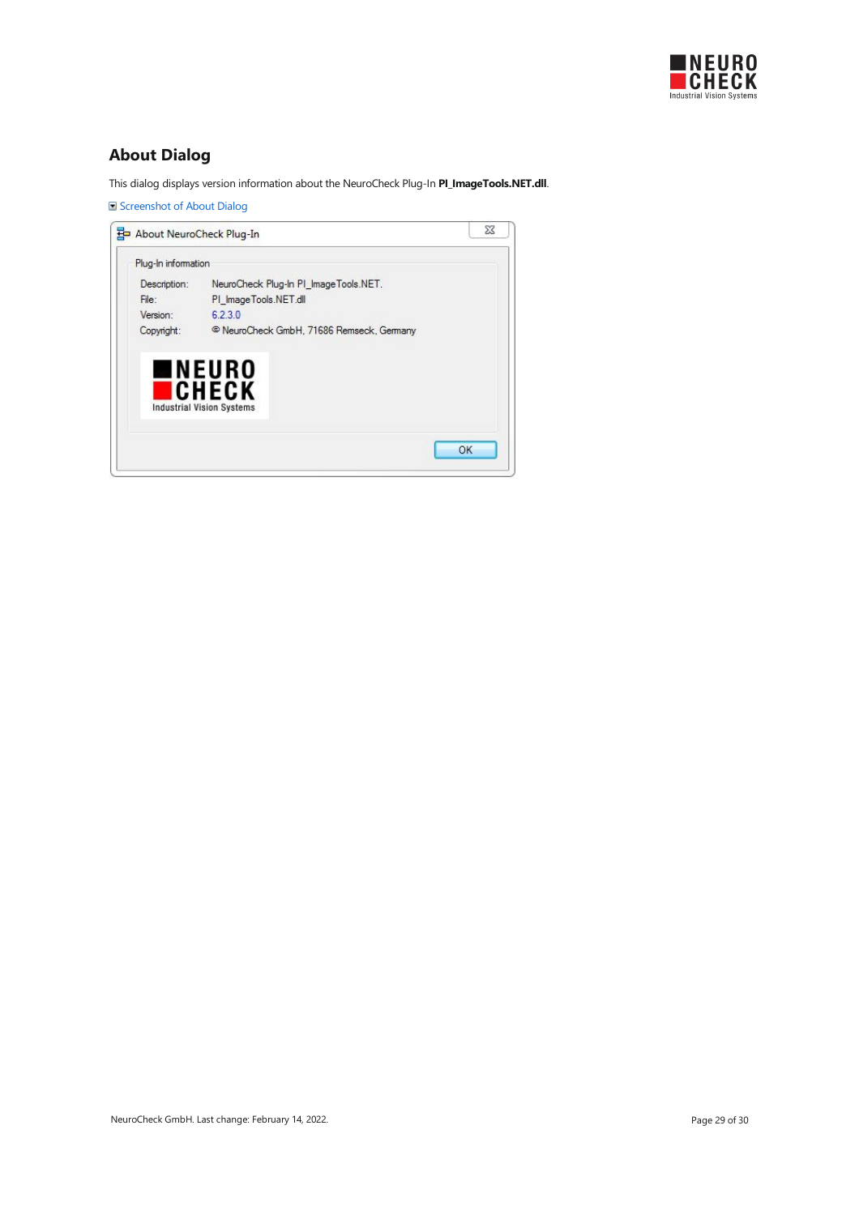## About Dialog

This dialog displays version information about the NeuroCheck Plug-In **PI_ImageTools.NET.dll**.

Screenshot of About Dialog

About NeuroCheck Plug-In

Plug-In information

Description: NeuroCheck Plug-In PI_ImageTools.NET.

File: PI_ImageTools.NET.dll

Version: 6.2.3.0

Copyright: © NeuroCheck GmbH, 71686 Remseck, Germany

OK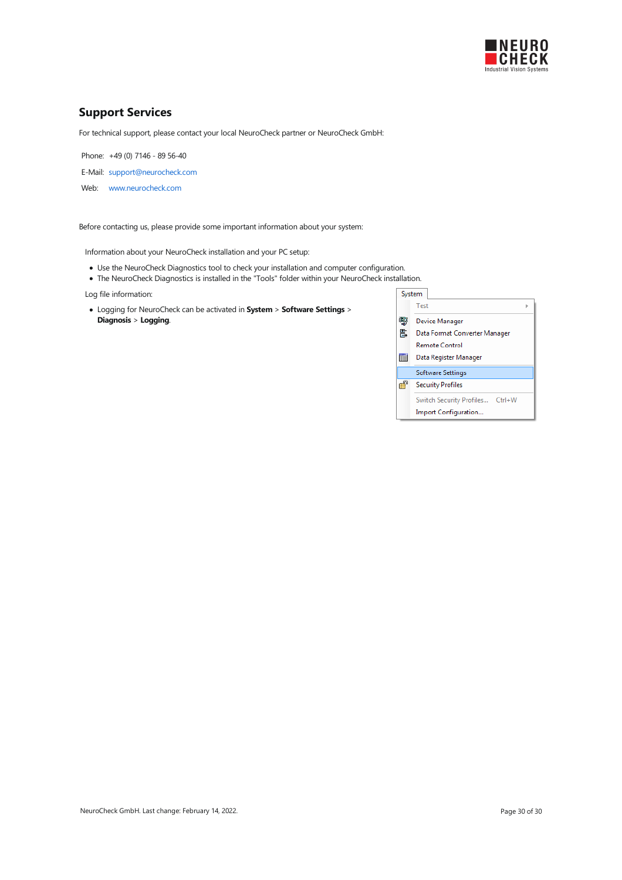## Support Services

For technical support, please contact your local NeuroCheck partner or NeuroCheck GmbH:

Phone: +49 (0) 7146 - 89 56-40

E-Mail: support@neurocheck.com

Web: www.neurocheck.com

Before contacting us, please provide some important information about your system:

Information about your NeuroCheck installation and your PC setup:

- Use the NeuroCheck Diagnostics tool to check your installation and computer configuration.
- The NeuroCheck Diagnostics is installed in the "Tools" folder within your NeuroCheck installation.

Log file information:

- Logging for NeuroCheck can be activated in **System** > **Software Settings** > **Diagnosis** > **Logging**.

NeuroCheck GmbH. Last change: February 14, 2022.